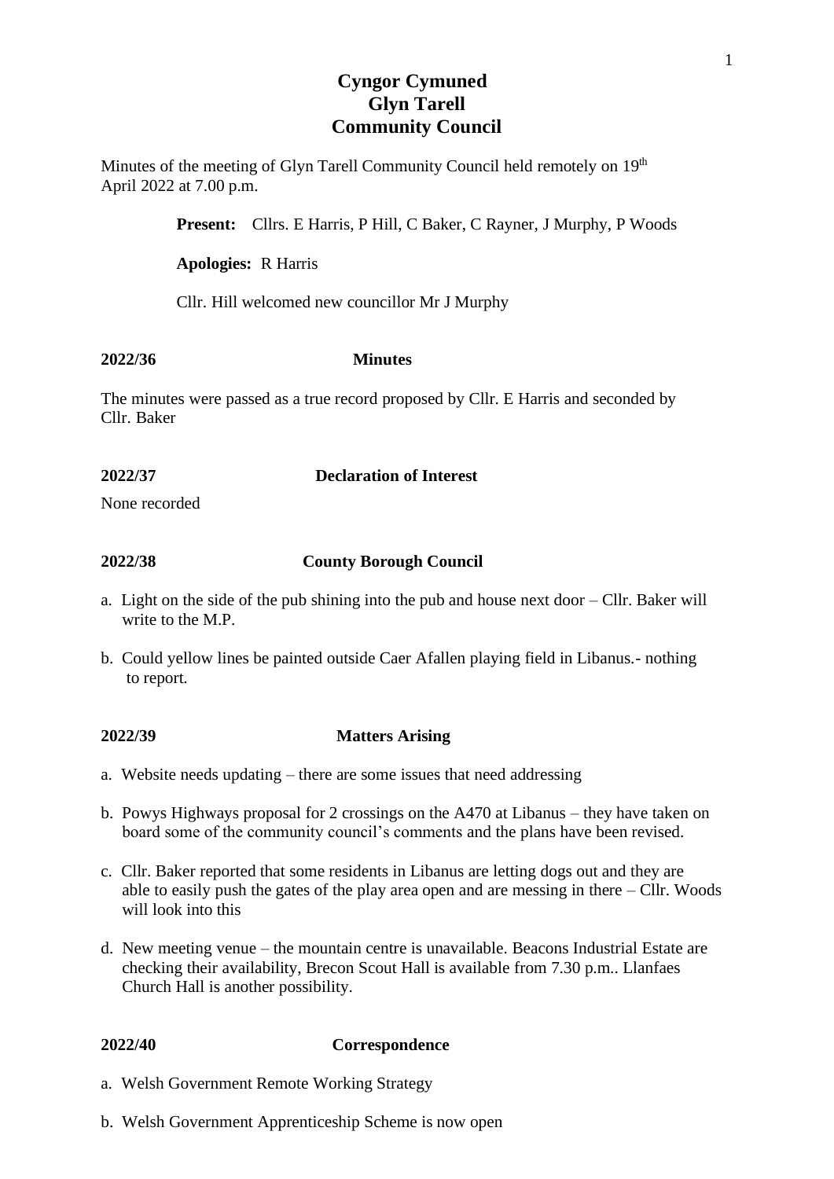# Cyngor Cymuned
# Glyn Tarell
# Community Council

Minutes of the meeting of Glyn Tarell Community Council held remotely on 19th April 2022 at 7.00 p.m.

**Present:** Cllrs. E Harris, P Hill, C Baker, C Rayner, J Murphy, P Woods

**Apologies:** R Harris

Cllr. Hill welcomed new councillor Mr J Murphy

**2022/36 Minutes**

The minutes were passed as a true record proposed by Cllr. E Harris and seconded by Cllr. Baker

**2022/37 Declaration of Interest**

None recorded

**2022/38 County Borough Council**

a. Light on the side of the pub shining into the pub and house next door – Cllr. Baker will write to the M.P.

b. Could yellow lines be painted outside Caer Afallen playing field in Libanus.- nothing to report.

**2022/39 Matters Arising**

a. Website needs updating – there are some issues that need addressing

b. Powys Highways proposal for 2 crossings on the A470 at Libanus – they have taken on board some of the community council's comments and the plans have been revised.

c. Cllr. Baker reported that some residents in Libanus are letting dogs out and they are able to easily push the gates of the play area open and are messing in there – Cllr. Woods will look into this

d. New meeting venue – the mountain centre is unavailable. Beacons Industrial Estate are checking their availability, Brecon Scout Hall is available from 7.30 p.m.. Llanfaes Church Hall is another possibility.

**2022/40 Correspondence**

a. Welsh Government Remote Working Strategy

b. Welsh Government Apprenticeship Scheme is now open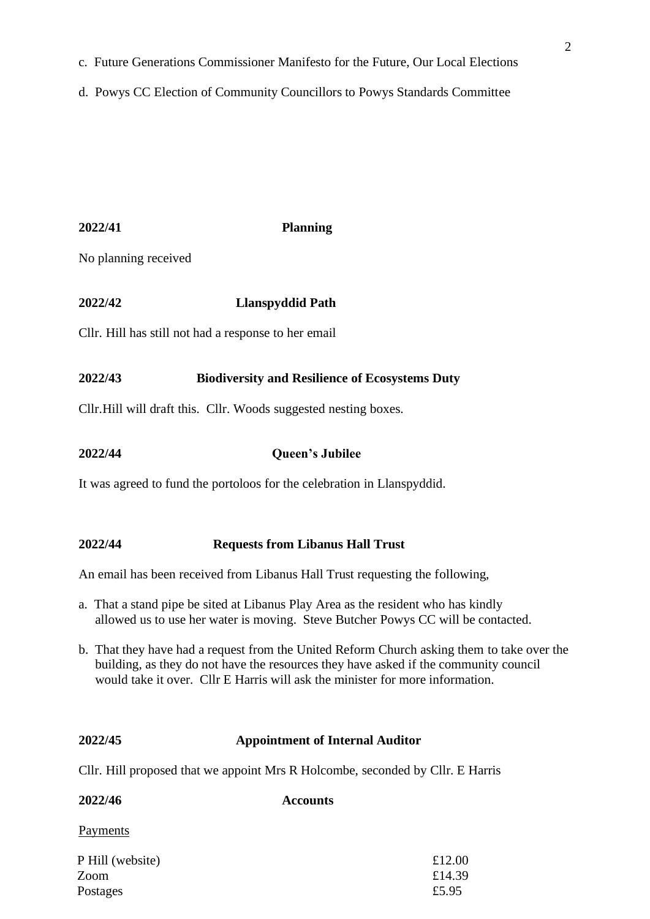c. Future Generations Commissioner Manifesto for the Future, Our Local Elections

d. Powys CC Election of Community Councillors to Powys Standards Committee

**2022/41 Planning**

No planning received

**2022/42 Llanspyddid Path**

Cllr. Hill has still not had a response to her email

**2022/43 Biodiversity and Resilience of Ecosystems Duty**

Cllr.Hill will draft this. Cllr. Woods suggested nesting boxes.

**2022/44 Queen's Jubilee**

It was agreed to fund the portoloos for the celebration in Llanspyddid.

**2022/44 Requests from Libanus Hall Trust**

An email has been received from Libanus Hall Trust requesting the following,

a. That a stand pipe be sited at Libanus Play Area as the resident who has kindly allowed us to use her water is moving. Steve Butcher Powys CC will be contacted.

b. That they have had a request from the United Reform Church asking them to take over the building, as they do not have the resources they have asked if the community council would take it over. Cllr E Harris will ask the minister for more information.

**2022/45 Appointment of Internal Auditor**

Cllr. Hill proposed that we appoint Mrs R Holcombe, seconded by Cllr. E Harris

**2022/46 Accounts**

Payments

| | |
|---|---|
| P Hill (website) | £12.00 |
| Zoom | £14.39 |
| Postages | £5.95 |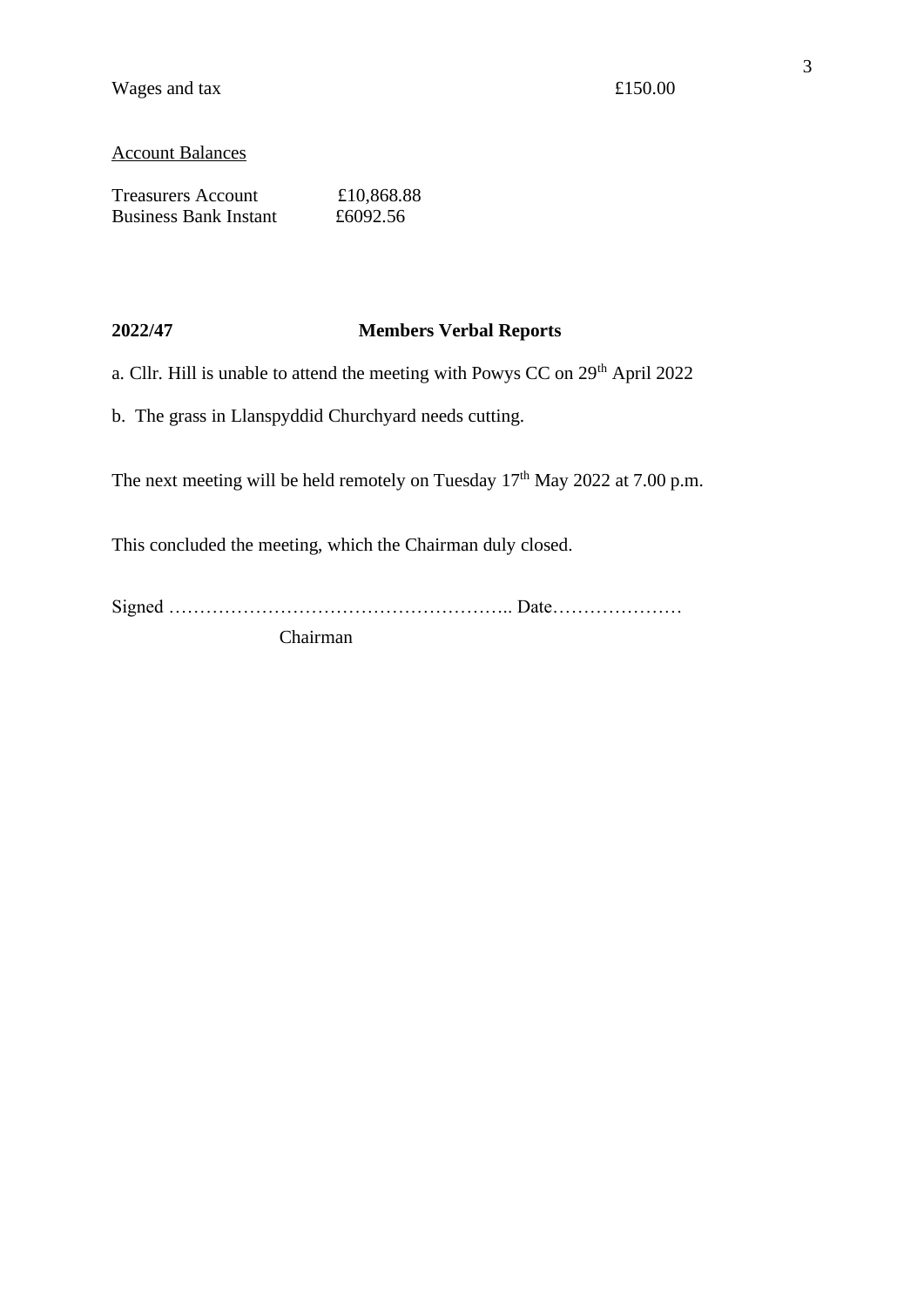| | |
|---|---|
| Wages and tax | £150.00 |

Account Balances

| | |
|---|---|
| Treasurers Account | £10,868.88 |
| Business Bank Instant | £6092.56 |

**2022/47 Members Verbal Reports**

a. Cllr. Hill is unable to attend the meeting with Powys CC on 29th April 2022

b. The grass in Llanspyddid Churchyard needs cutting.

The next meeting will be held remotely on Tuesday 17th May 2022 at 7.00 p.m.

This concluded the meeting, which the Chairman duly closed.

Signed ……………………………………………….. Date…………………

Chairman